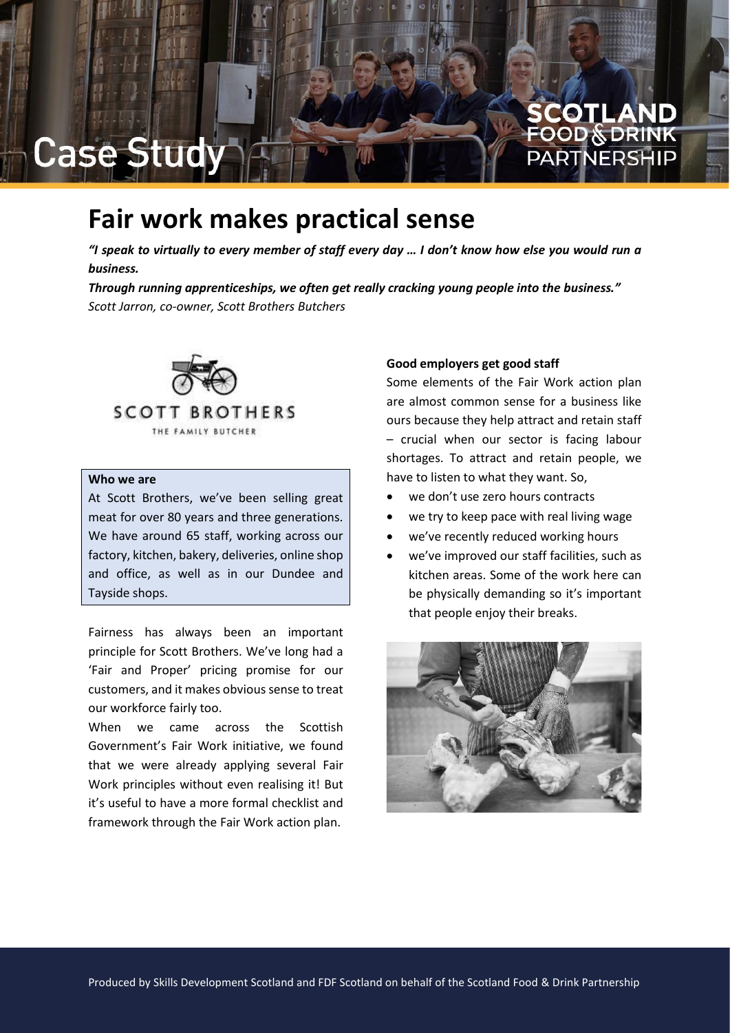# Case Study

# Fair work makes practical sense

***"I speak to virtually to every member of staff every day … I don't know how else you would run a business.***

***Through running apprenticeships, we often get really cracking young people into the business."***

*Scott Jarron, co-owner, Scott Brothers Butchers*

SCOTT BROTHERS
THE FAMILY BUTCHER

**Who we are**

At Scott Brothers, we've been selling great meat for over 80 years and three generations. We have around 65 staff, working across our factory, kitchen, bakery, deliveries, online shop and office, as well as in our Dundee and Tayside shops.

Fairness has always been an important principle for Scott Brothers. We've long had a 'Fair and Proper' pricing promise for our customers, and it makes obvious sense to treat our workforce fairly too.

When we came across the Scottish Government's Fair Work initiative, we found that we were already applying several Fair Work principles without even realising it! But it's useful to have a more formal checklist and framework through the Fair Work action plan.

**Good employers get good staff**

Some elements of the Fair Work action plan are almost common sense for a business like ours because they help attract and retain staff – crucial when our sector is facing labour shortages. To attract and retain people, we have to listen to what they want. So,

- we don't use zero hours contracts
- we try to keep pace with real living wage
- we've recently reduced working hours
- we've improved our staff facilities, such as kitchen areas. Some of the work here can be physically demanding so it's important that people enjoy their breaks.

Produced by Skills Development Scotland and FDF Scotland on behalf of the Scotland Food & Drink Partnership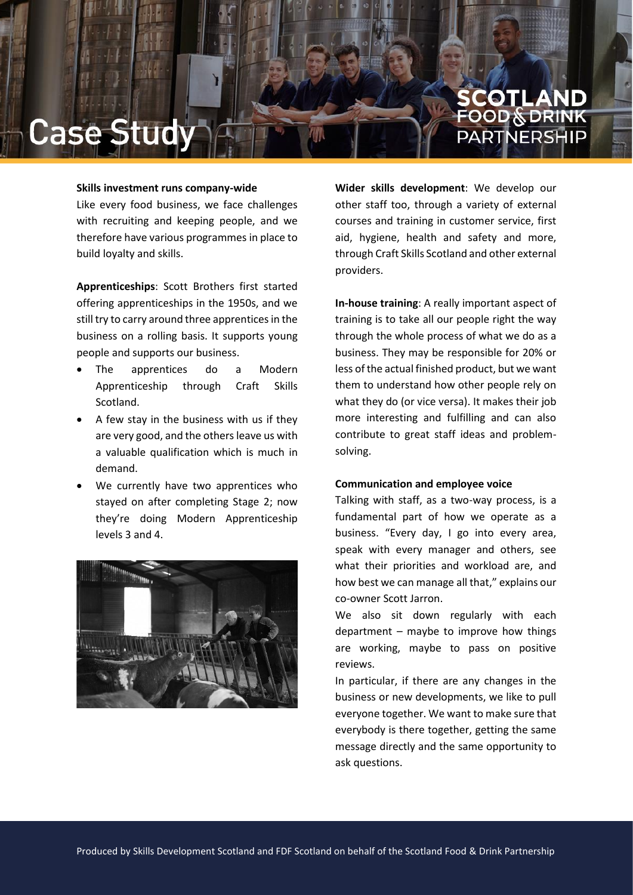**Skills investment runs company-wide**

Like every food business, we face challenges with recruiting and keeping people, and we therefore have various programmes in place to build loyalty and skills.

**Apprenticeships**: Scott Brothers first started offering apprenticeships in the 1950s, and we still try to carry around three apprentices in the business on a rolling basis. It supports young people and supports our business.

- The apprentices do a Modern Apprenticeship through Craft Skills Scotland.
- A few stay in the business with us if they are very good, and the others leave us with a valuable qualification which is much in demand.
- We currently have two apprentices who stayed on after completing Stage 2; now they're doing Modern Apprenticeship levels 3 and 4.

**Wider skills development**: We develop our other staff too, through a variety of external courses and training in customer service, first aid, hygiene, health and safety and more, through Craft Skills Scotland and other external providers.

**In-house training**: A really important aspect of training is to take all our people right the way through the whole process of what we do as a business. They may be responsible for 20% or less of the actual finished product, but we want them to understand how other people rely on what they do (or vice versa). It makes their job more interesting and fulfilling and can also contribute to great staff ideas and problem-solving.

**Communication and employee voice**

Talking with staff, as a two-way process, is a fundamental part of how we operate as a business. "Every day, I go into every area, speak with every manager and others, see what their priorities and workload are, and how best we can manage all that," explains our co-owner Scott Jarron.

We also sit down regularly with each department – maybe to improve how things are working, maybe to pass on positive reviews.

In particular, if there are any changes in the business or new developments, we like to pull everyone together. We want to make sure that everybody is there together, getting the same message directly and the same opportunity to ask questions.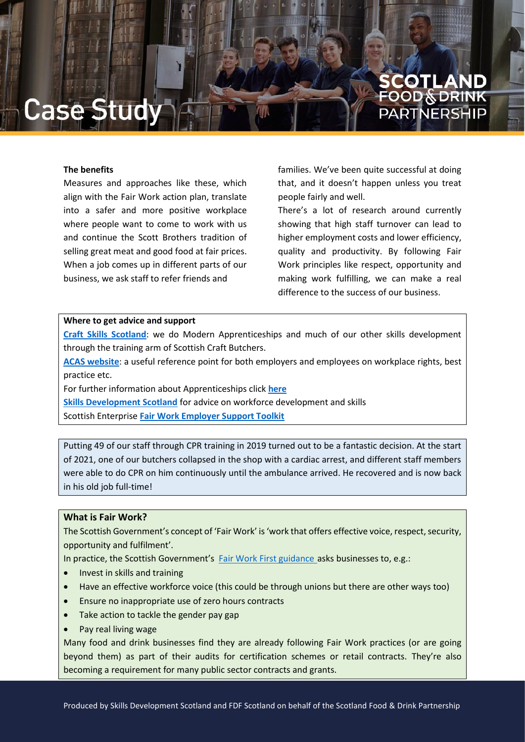# Case Study

### The benefits

Measures and approaches like these, which align with the Fair Work action plan, translate into a safer and more positive workplace where people want to come to work with us and continue the Scott Brothers tradition of selling great meat and good food at fair prices. When a job comes up in different parts of our business, we ask staff to refer friends and families. We've been quite successful at doing that, and it doesn't happen unless you treat people fairly and well.

There's a lot of research around currently showing that high staff turnover can lead to higher employment costs and lower efficiency, quality and productivity. By following Fair Work principles like respect, opportunity and making work fulfilling, we can make a real difference to the success of our business.

### Where to get advice and support

**Craft Skills Scotland**: we do Modern Apprenticeships and much of our other skills development through the training arm of Scottish Craft Butchers.

**ACAS website**: a useful reference point for both employers and employees on workplace rights, best practice etc.

For further information about Apprenticeships click **here**

**Skills Development Scotland** for advice on workforce development and skills

Scottish Enterprise **Fair Work Employer Support Toolkit**

Putting 49 of our staff through CPR training in 2019 turned out to be a fantastic decision. At the start of 2021, one of our butchers collapsed in the shop with a cardiac arrest, and different staff members were able to do CPR on him continuously until the ambulance arrived. He recovered and is now back in his old job full-time!

### What is Fair Work?

The Scottish Government's concept of 'Fair Work' is 'work that offers effective voice, respect, security, opportunity and fulfilment'.

In practice, the Scottish Government's Fair Work First guidance asks businesses to, e.g.:

- Invest in skills and training
- Have an effective workforce voice (this could be through unions but there are other ways too)
- Ensure no inappropriate use of zero hours contracts
- Take action to tackle the gender pay gap
- Pay real living wage

Many food and drink businesses find they are already following Fair Work practices (or are going beyond them) as part of their audits for certification schemes or retail contracts. They're also becoming a requirement for many public sector contracts and grants.

Produced by Skills Development Scotland and FDF Scotland on behalf of the Scotland Food & Drink Partnership